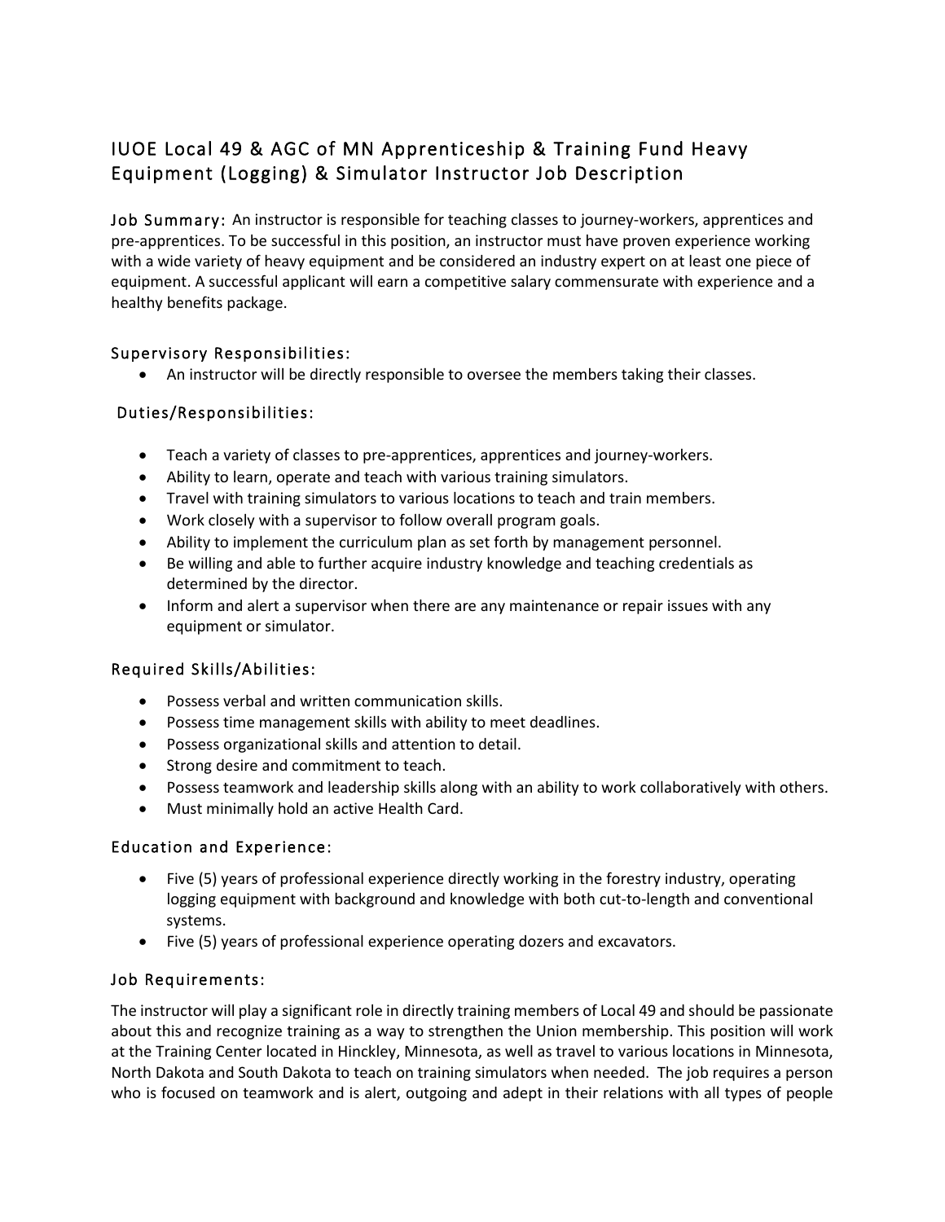# IUOE Local 49 & AGC of MN Apprenticeship & Training Fund Heavy Equipment (Logging) & Simulator Instructor Job Description

**Job Summary:** An instructor is responsible for teaching classes to journey-workers, apprentices and pre-apprentices. To be successful in this position, an instructor must have proven experience working with a wide variety of heavy equipment and be considered an industry expert on at least one piece of equipment. A successful applicant will earn a competitive salary commensurate with experience and a healthy benefits package.

## Supervisory Responsibilities:

- An instructor will be directly responsible to oversee the members taking their classes.

## Duties/Responsibilities:

- Teach a variety of classes to pre-apprentices, apprentices and journey-workers.
- Ability to learn, operate and teach with various training simulators.
- Travel with training simulators to various locations to teach and train members.
- Work closely with a supervisor to follow overall program goals.
- Ability to implement the curriculum plan as set forth by management personnel.
- Be willing and able to further acquire industry knowledge and teaching credentials as determined by the director.
- Inform and alert a supervisor when there are any maintenance or repair issues with any equipment or simulator.

## Required Skills/Abilities:

- Possess verbal and written communication skills.
- Possess time management skills with ability to meet deadlines.
- Possess organizational skills and attention to detail.
- Strong desire and commitment to teach.
- Possess teamwork and leadership skills along with an ability to work collaboratively with others.
- Must minimally hold an active Health Card.

## Education and Experience:

- Five (5) years of professional experience directly working in the forestry industry, operating logging equipment with background and knowledge with both cut-to-length and conventional systems.
- Five (5) years of professional experience operating dozers and excavators.

## Job Requirements:

The instructor will play a significant role in directly training members of Local 49 and should be passionate about this and recognize training as a way to strengthen the Union membership. This position will work at the Training Center located in Hinckley, Minnesota, as well as travel to various locations in Minnesota, North Dakota and South Dakota to teach on training simulators when needed. The job requires a person who is focused on teamwork and is alert, outgoing and adept in their relations with all types of people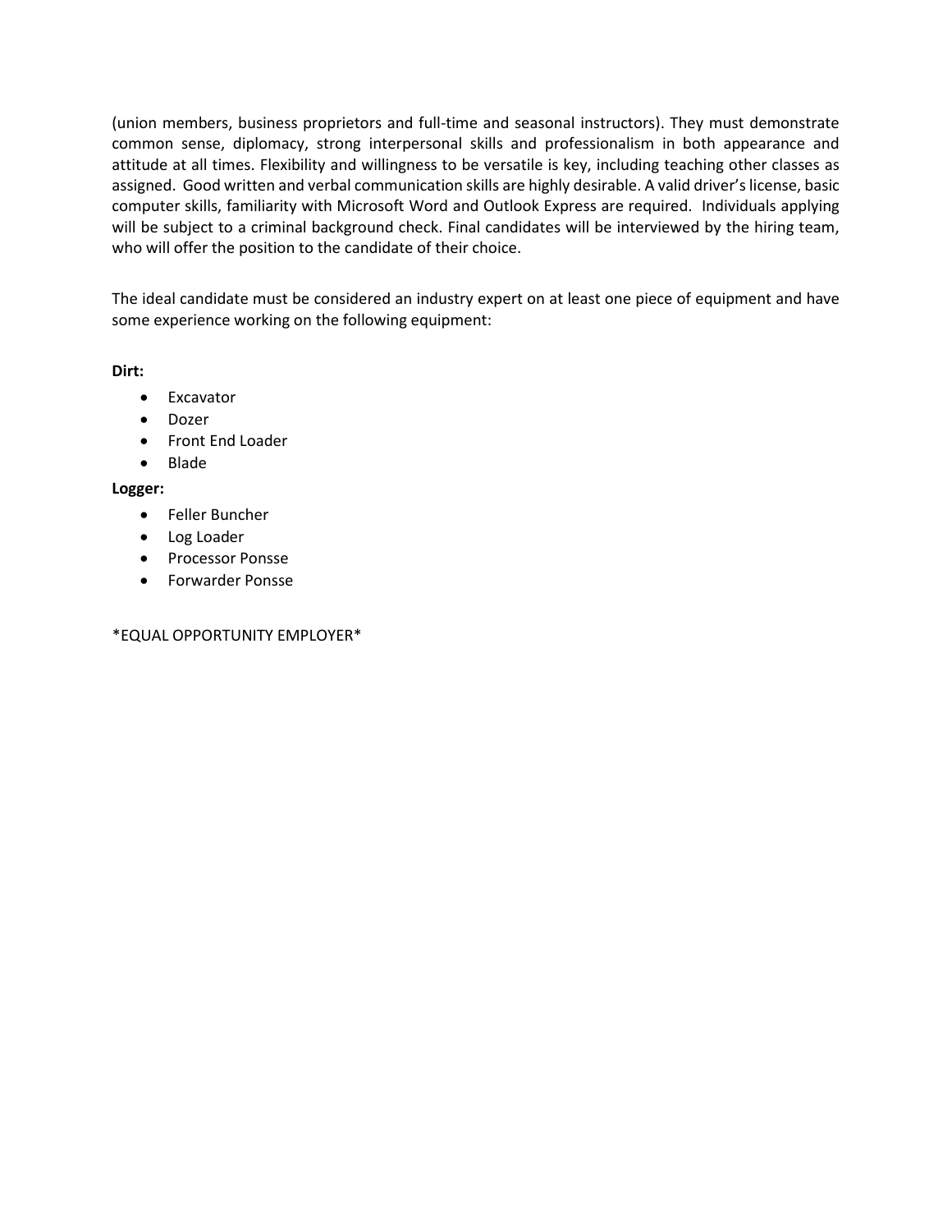(union members, business proprietors and full-time and seasonal instructors). They must demonstrate common sense, diplomacy, strong interpersonal skills and professionalism in both appearance and attitude at all times. Flexibility and willingness to be versatile is key, including teaching other classes as assigned. Good written and verbal communication skills are highly desirable. A valid driver's license, basic computer skills, familiarity with Microsoft Word and Outlook Express are required. Individuals applying will be subject to a criminal background check. Final candidates will be interviewed by the hiring team, who will offer the position to the candidate of their choice.

The ideal candidate must be considered an industry expert on at least one piece of equipment and have some experience working on the following equipment:

**Dirt:**

- Excavator
- Dozer
- Front End Loader
- Blade

**Logger:**

- Feller Buncher
- Log Loader
- Processor Ponsse
- Forwarder Ponsse

*EQUAL OPPORTUNITY EMPLOYER*